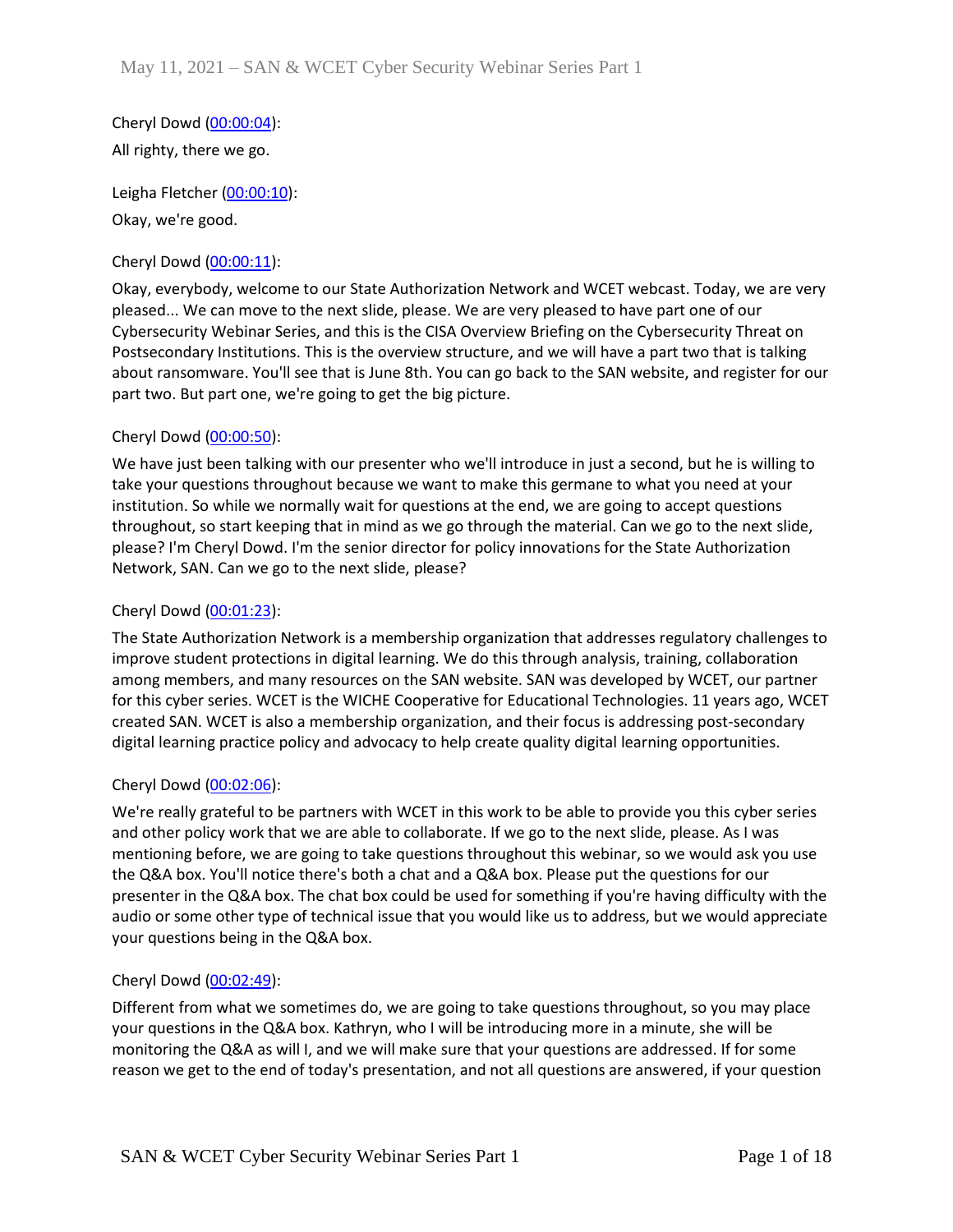Cheryl Dowd (00:00:04):

All righty, there we go.

Leigha Fletcher (00:00:10):

Okay, we're good.

Cheryl Dowd (00:00:11):

Okay, everybody, welcome to our State Authorization Network and WCET webcast. Today, we are very pleased... We can move to the next slide, please. We are very pleased to have part one of our Cybersecurity Webinar Series, and this is the CISA Overview Briefing on the Cybersecurity Threat on Postsecondary Institutions. This is the overview structure, and we will have a part two that is talking about ransomware. You'll see that is June 8th. You can go back to the SAN website, and register for our part two. But part one, we're going to get the big picture.

Cheryl Dowd (00:00:50):

We have just been talking with our presenter who we'll introduce in just a second, but he is willing to take your questions throughout because we want to make this germane to what you need at your institution. So while we normally wait for questions at the end, we are going to accept questions throughout, so start keeping that in mind as we go through the material. Can we go to the next slide, please? I'm Cheryl Dowd. I'm the senior director for policy innovations for the State Authorization Network, SAN. Can we go to the next slide, please?

Cheryl Dowd (00:01:23):

The State Authorization Network is a membership organization that addresses regulatory challenges to improve student protections in digital learning. We do this through analysis, training, collaboration among members, and many resources on the SAN website. SAN was developed by WCET, our partner for this cyber series. WCET is the WICHE Cooperative for Educational Technologies. 11 years ago, WCET created SAN. WCET is also a membership organization, and their focus is addressing post-secondary digital learning practice policy and advocacy to help create quality digital learning opportunities.

Cheryl Dowd (00:02:06):

We're really grateful to be partners with WCET in this work to be able to provide you this cyber series and other policy work that we are able to collaborate. If we go to the next slide, please. As I was mentioning before, we are going to take questions throughout this webinar, so we would ask you use the Q&A box. You'll notice there's both a chat and a Q&A box. Please put the questions for our presenter in the Q&A box. The chat box could be used for something if you're having difficulty with the audio or some other type of technical issue that you would like us to address, but we would appreciate your questions being in the Q&A box.

Cheryl Dowd (00:02:49):

Different from what we sometimes do, we are going to take questions throughout, so you may place your questions in the Q&A box. Kathryn, who I will be introducing more in a minute, she will be monitoring the Q&A as will I, and we will make sure that your questions are addressed. If for some reason we get to the end of today's presentation, and not all questions are answered, if your question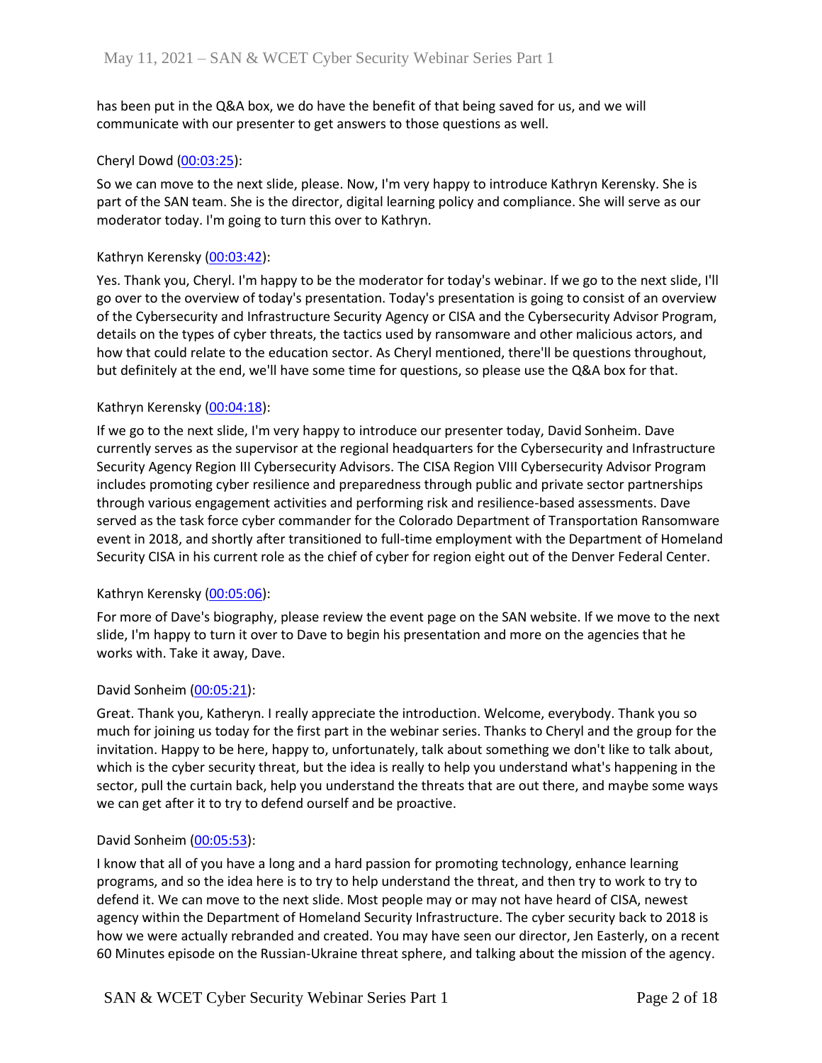has been put in the Q&A box, we do have the benefit of that being saved for us, and we will communicate with our presenter to get answers to those questions as well.

Cheryl Dowd (00:03:25):

So we can move to the next slide, please. Now, I'm very happy to introduce Kathryn Kerensky. She is part of the SAN team. She is the director, digital learning policy and compliance. She will serve as our moderator today. I'm going to turn this over to Kathryn.

Kathryn Kerensky (00:03:42):

Yes. Thank you, Cheryl. I'm happy to be the moderator for today's webinar. If we go to the next slide, I'll go over to the overview of today's presentation. Today's presentation is going to consist of an overview of the Cybersecurity and Infrastructure Security Agency or CISA and the Cybersecurity Advisor Program, details on the types of cyber threats, the tactics used by ransomware and other malicious actors, and how that could relate to the education sector. As Cheryl mentioned, there'll be questions throughout, but definitely at the end, we'll have some time for questions, so please use the Q&A box for that.

Kathryn Kerensky (00:04:18):

If we go to the next slide, I'm very happy to introduce our presenter today, David Sonheim. Dave currently serves as the supervisor at the regional headquarters for the Cybersecurity and Infrastructure Security Agency Region III Cybersecurity Advisors. The CISA Region VIII Cybersecurity Advisor Program includes promoting cyber resilience and preparedness through public and private sector partnerships through various engagement activities and performing risk and resilience-based assessments. Dave served as the task force cyber commander for the Colorado Department of Transportation Ransomware event in 2018, and shortly after transitioned to full-time employment with the Department of Homeland Security CISA in his current role as the chief of cyber for region eight out of the Denver Federal Center.

Kathryn Kerensky (00:05:06):

For more of Dave's biography, please review the event page on the SAN website. If we move to the next slide, I'm happy to turn it over to Dave to begin his presentation and more on the agencies that he works with. Take it away, Dave.

David Sonheim (00:05:21):

Great. Thank you, Katheryn. I really appreciate the introduction. Welcome, everybody. Thank you so much for joining us today for the first part in the webinar series. Thanks to Cheryl and the group for the invitation. Happy to be here, happy to, unfortunately, talk about something we don't like to talk about, which is the cyber security threat, but the idea is really to help you understand what's happening in the sector, pull the curtain back, help you understand the threats that are out there, and maybe some ways we can get after it to try to defend ourself and be proactive.

David Sonheim (00:05:53):

I know that all of you have a long and a hard passion for promoting technology, enhance learning programs, and so the idea here is to try to help understand the threat, and then try to work to try to defend it. We can move to the next slide. Most people may or may not have heard of CISA, newest agency within the Department of Homeland Security Infrastructure. The cyber security back to 2018 is how we were actually rebranded and created. You may have seen our director, Jen Easterly, on a recent 60 Minutes episode on the Russian-Ukraine threat sphere, and talking about the mission of the agency.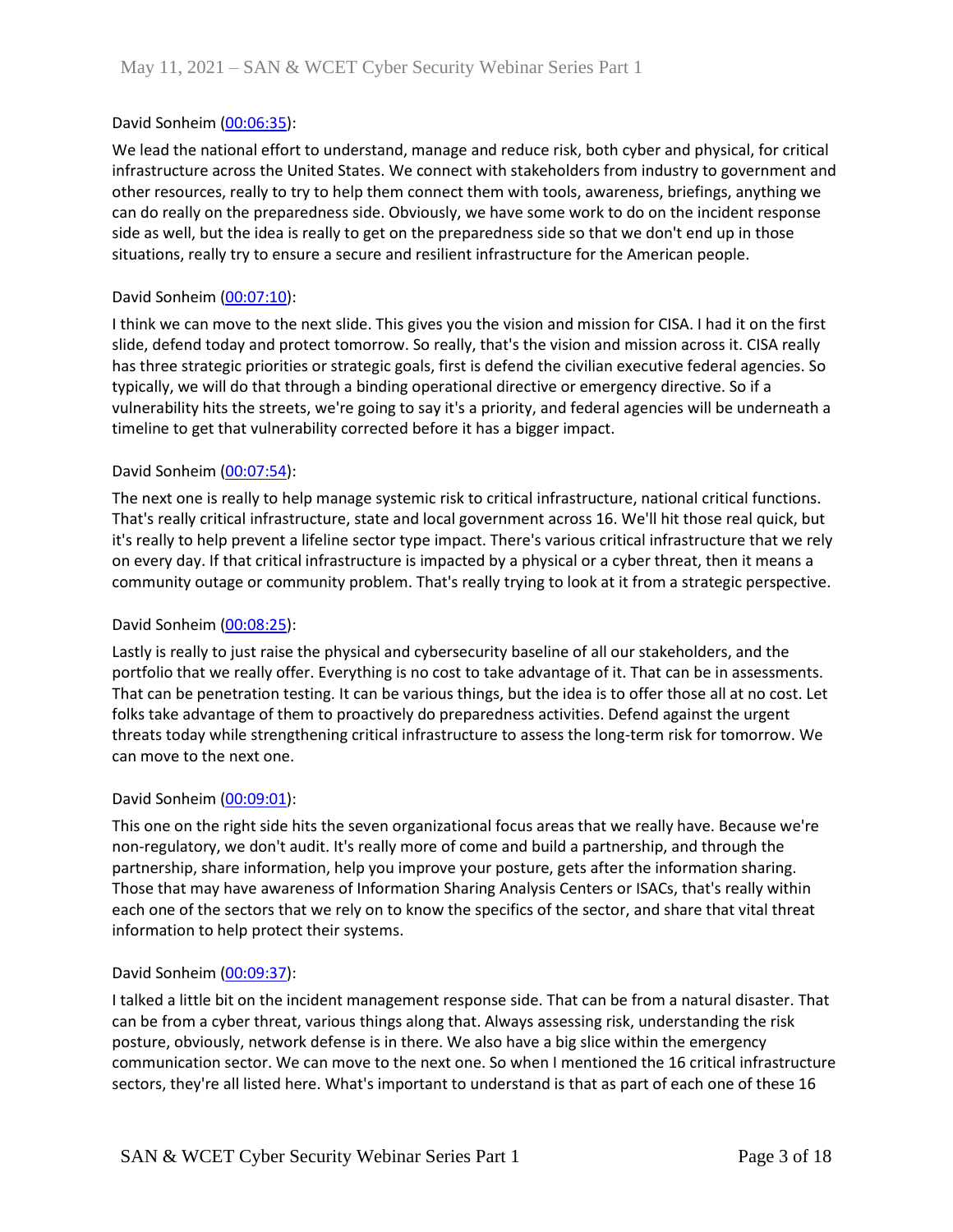David Sonheim ([00:06:35]):

We lead the national effort to understand, manage and reduce risk, both cyber and physical, for critical infrastructure across the United States. We connect with stakeholders from industry to government and other resources, really to try to help them connect them with tools, awareness, briefings, anything we can do really on the preparedness side. Obviously, we have some work to do on the incident response side as well, but the idea is really to get on the preparedness side so that we don't end up in those situations, really try to ensure a secure and resilient infrastructure for the American people.

David Sonheim ([00:07:10]):

I think we can move to the next slide. This gives you the vision and mission for CISA. I had it on the first slide, defend today and protect tomorrow. So really, that's the vision and mission across it. CISA really has three strategic priorities or strategic goals, first is defend the civilian executive federal agencies. So typically, we will do that through a binding operational directive or emergency directive. So if a vulnerability hits the streets, we're going to say it's a priority, and federal agencies will be underneath a timeline to get that vulnerability corrected before it has a bigger impact.

David Sonheim ([00:07:54]):

The next one is really to help manage systemic risk to critical infrastructure, national critical functions. That's really critical infrastructure, state and local government across 16. We'll hit those real quick, but it's really to help prevent a lifeline sector type impact. There's various critical infrastructure that we rely on every day. If that critical infrastructure is impacted by a physical or a cyber threat, then it means a community outage or community problem. That's really trying to look at it from a strategic perspective.

David Sonheim ([00:08:25]):

Lastly is really to just raise the physical and cybersecurity baseline of all our stakeholders, and the portfolio that we really offer. Everything is no cost to take advantage of it. That can be in assessments. That can be penetration testing. It can be various things, but the idea is to offer those all at no cost. Let folks take advantage of them to proactively do preparedness activities. Defend against the urgent threats today while strengthening critical infrastructure to assess the long-term risk for tomorrow. We can move to the next one.

David Sonheim ([00:09:01]):

This one on the right side hits the seven organizational focus areas that we really have. Because we're non-regulatory, we don't audit. It's really more of come and build a partnership, and through the partnership, share information, help you improve your posture, gets after the information sharing. Those that may have awareness of Information Sharing Analysis Centers or ISACs, that's really within each one of the sectors that we rely on to know the specifics of the sector, and share that vital threat information to help protect their systems.

David Sonheim ([00:09:37]):

I talked a little bit on the incident management response side. That can be from a natural disaster. That can be from a cyber threat, various things along that. Always assessing risk, understanding the risk posture, obviously, network defense is in there. We also have a big slice within the emergency communication sector. We can move to the next one. So when I mentioned the 16 critical infrastructure sectors, they're all listed here. What's important to understand is that as part of each one of these 16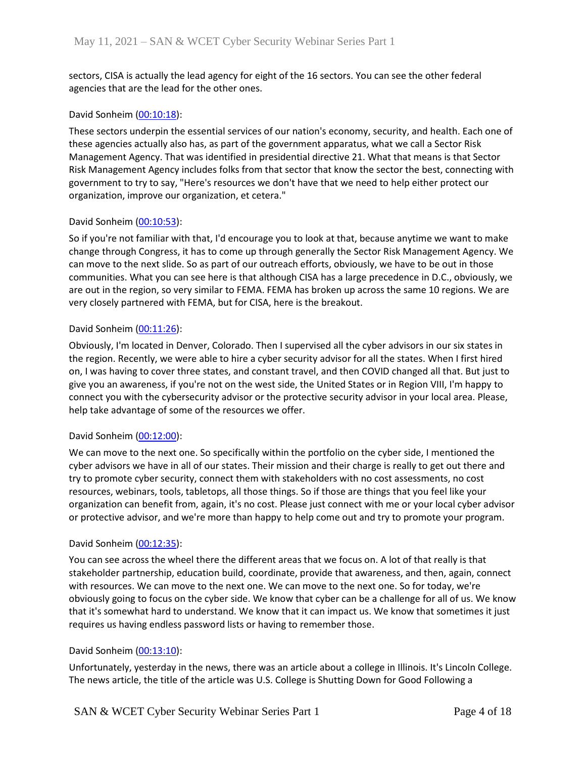sectors, CISA is actually the lead agency for eight of the 16 sectors. You can see the other federal agencies that are the lead for the other ones.

David Sonheim (00:10:18):

These sectors underpin the essential services of our nation's economy, security, and health. Each one of these agencies actually also has, as part of the government apparatus, what we call a Sector Risk Management Agency. That was identified in presidential directive 21. What that means is that Sector Risk Management Agency includes folks from that sector that know the sector the best, connecting with government to try to say, "Here's resources we don't have that we need to help either protect our organization, improve our organization, et cetera."

David Sonheim (00:10:53):

So if you're not familiar with that, I'd encourage you to look at that, because anytime we want to make change through Congress, it has to come up through generally the Sector Risk Management Agency. We can move to the next slide. So as part of our outreach efforts, obviously, we have to be out in those communities. What you can see here is that although CISA has a large precedence in D.C., obviously, we are out in the region, so very similar to FEMA. FEMA has broken up across the same 10 regions. We are very closely partnered with FEMA, but for CISA, here is the breakout.

David Sonheim (00:11:26):

Obviously, I'm located in Denver, Colorado. Then I supervised all the cyber advisors in our six states in the region. Recently, we were able to hire a cyber security advisor for all the states. When I first hired on, I was having to cover three states, and constant travel, and then COVID changed all that. But just to give you an awareness, if you're not on the west side, the United States or in Region VIII, I'm happy to connect you with the cybersecurity advisor or the protective security advisor in your local area. Please, help take advantage of some of the resources we offer.

David Sonheim (00:12:00):

We can move to the next one. So specifically within the portfolio on the cyber side, I mentioned the cyber advisors we have in all of our states. Their mission and their charge is really to get out there and try to promote cyber security, connect them with stakeholders with no cost assessments, no cost resources, webinars, tools, tabletops, all those things. So if those are things that you feel like your organization can benefit from, again, it's no cost. Please just connect with me or your local cyber advisor or protective advisor, and we're more than happy to help come out and try to promote your program.

David Sonheim (00:12:35):

You can see across the wheel there the different areas that we focus on. A lot of that really is that stakeholder partnership, education build, coordinate, provide that awareness, and then, again, connect with resources. We can move to the next one. We can move to the next one. So for today, we're obviously going to focus on the cyber side. We know that cyber can be a challenge for all of us. We know that it's somewhat hard to understand. We know that it can impact us. We know that sometimes it just requires us having endless password lists or having to remember those.

David Sonheim (00:13:10):

Unfortunately, yesterday in the news, there was an article about a college in Illinois. It's Lincoln College. The news article, the title of the article was U.S. College is Shutting Down for Good Following a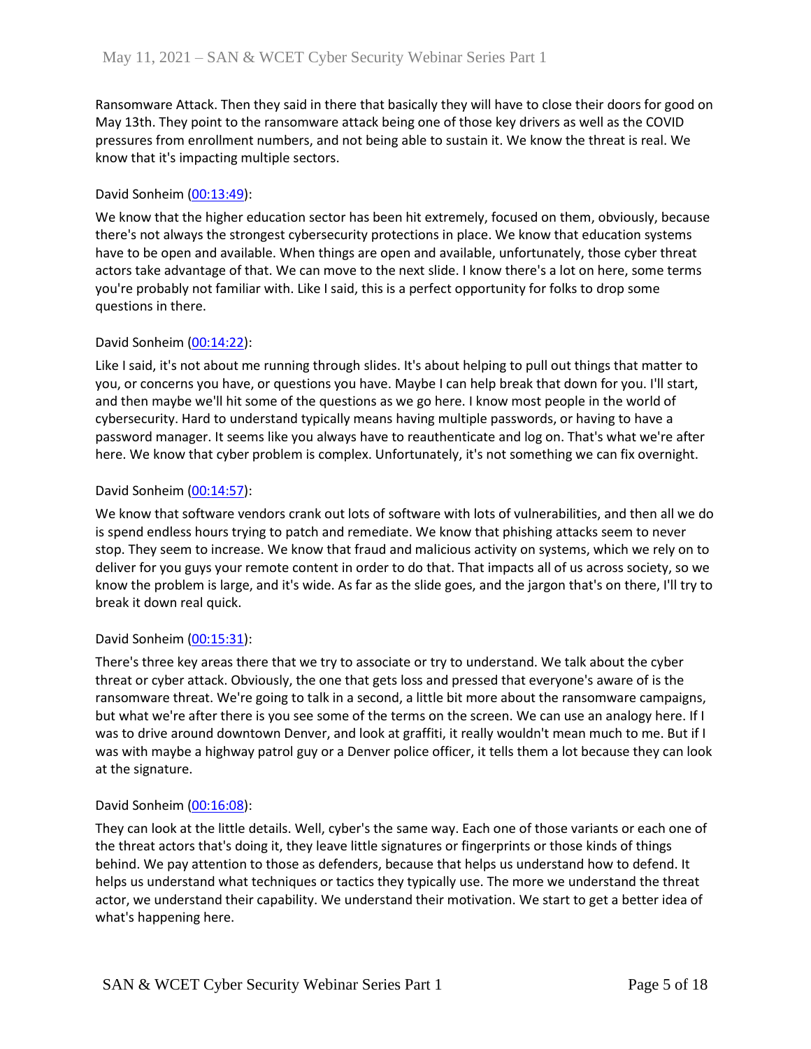Ransomware Attack. Then they said in there that basically they will have to close their doors for good on May 13th. They point to the ransomware attack being one of those key drivers as well as the COVID pressures from enrollment numbers, and not being able to sustain it. We know the threat is real. We know that it's impacting multiple sectors.

David Sonheim (00:13:49):

We know that the higher education sector has been hit extremely, focused on them, obviously, because there's not always the strongest cybersecurity protections in place. We know that education systems have to be open and available. When things are open and available, unfortunately, those cyber threat actors take advantage of that. We can move to the next slide. I know there's a lot on here, some terms you're probably not familiar with. Like I said, this is a perfect opportunity for folks to drop some questions in there.

David Sonheim (00:14:22):

Like I said, it's not about me running through slides. It's about helping to pull out things that matter to you, or concerns you have, or questions you have. Maybe I can help break that down for you. I'll start, and then maybe we'll hit some of the questions as we go here. I know most people in the world of cybersecurity. Hard to understand typically means having multiple passwords, or having to have a password manager. It seems like you always have to reauthenticate and log on. That's what we're after here. We know that cyber problem is complex. Unfortunately, it's not something we can fix overnight.

David Sonheim (00:14:57):

We know that software vendors crank out lots of software with lots of vulnerabilities, and then all we do is spend endless hours trying to patch and remediate. We know that phishing attacks seem to never stop. They seem to increase. We know that fraud and malicious activity on systems, which we rely on to deliver for you guys your remote content in order to do that. That impacts all of us across society, so we know the problem is large, and it's wide. As far as the slide goes, and the jargon that's on there, I'll try to break it down real quick.

David Sonheim (00:15:31):

There's three key areas there that we try to associate or try to understand. We talk about the cyber threat or cyber attack. Obviously, the one that gets loss and pressed that everyone's aware of is the ransomware threat. We're going to talk in a second, a little bit more about the ransomware campaigns, but what we're after there is you see some of the terms on the screen. We can use an analogy here. If I was to drive around downtown Denver, and look at graffiti, it really wouldn't mean much to me. But if I was with maybe a highway patrol guy or a Denver police officer, it tells them a lot because they can look at the signature.

David Sonheim (00:16:08):

They can look at the little details. Well, cyber's the same way. Each one of those variants or each one of the threat actors that's doing it, they leave little signatures or fingerprints or those kinds of things behind. We pay attention to those as defenders, because that helps us understand how to defend. It helps us understand what techniques or tactics they typically use. The more we understand the threat actor, we understand their capability. We understand their motivation. We start to get a better idea of what's happening here.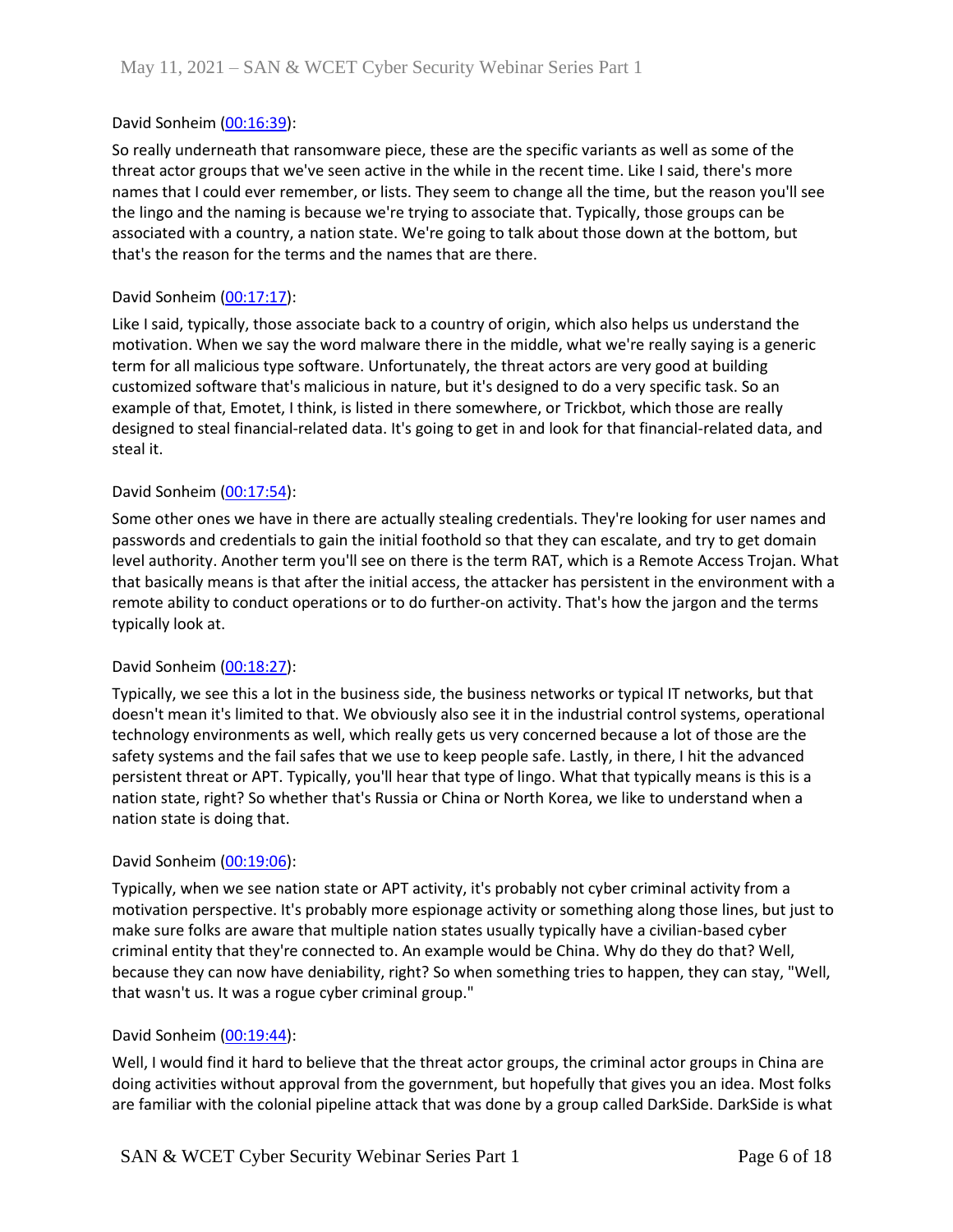David Sonheim (00:16:39):

So really underneath that ransomware piece, these are the specific variants as well as some of the threat actor groups that we've seen active in the while in the recent time. Like I said, there's more names that I could ever remember, or lists. They seem to change all the time, but the reason you'll see the lingo and the naming is because we're trying to associate that. Typically, those groups can be associated with a country, a nation state. We're going to talk about those down at the bottom, but that's the reason for the terms and the names that are there.

David Sonheim (00:17:17):

Like I said, typically, those associate back to a country of origin, which also helps us understand the motivation. When we say the word malware there in the middle, what we're really saying is a generic term for all malicious type software. Unfortunately, the threat actors are very good at building customized software that's malicious in nature, but it's designed to do a very specific task. So an example of that, Emotet, I think, is listed in there somewhere, or Trickbot, which those are really designed to steal financial-related data. It's going to get in and look for that financial-related data, and steal it.

David Sonheim (00:17:54):

Some other ones we have in there are actually stealing credentials. They're looking for user names and passwords and credentials to gain the initial foothold so that they can escalate, and try to get domain level authority. Another term you'll see on there is the term RAT, which is a Remote Access Trojan. What that basically means is that after the initial access, the attacker has persistent in the environment with a remote ability to conduct operations or to do further-on activity. That's how the jargon and the terms typically look at.

David Sonheim (00:18:27):

Typically, we see this a lot in the business side, the business networks or typical IT networks, but that doesn't mean it's limited to that. We obviously also see it in the industrial control systems, operational technology environments as well, which really gets us very concerned because a lot of those are the safety systems and the fail safes that we use to keep people safe. Lastly, in there, I hit the advanced persistent threat or APT. Typically, you'll hear that type of lingo. What that typically means is this is a nation state, right? So whether that's Russia or China or North Korea, we like to understand when a nation state is doing that.

David Sonheim (00:19:06):

Typically, when we see nation state or APT activity, it's probably not cyber criminal activity from a motivation perspective. It's probably more espionage activity or something along those lines, but just to make sure folks are aware that multiple nation states usually typically have a civilian-based cyber criminal entity that they're connected to. An example would be China. Why do they do that? Well, because they can now have deniability, right? So when something tries to happen, they can stay, "Well, that wasn't us. It was a rogue cyber criminal group."

David Sonheim (00:19:44):

Well, I would find it hard to believe that the threat actor groups, the criminal actor groups in China are doing activities without approval from the government, but hopefully that gives you an idea. Most folks are familiar with the colonial pipeline attack that was done by a group called DarkSide. DarkSide is what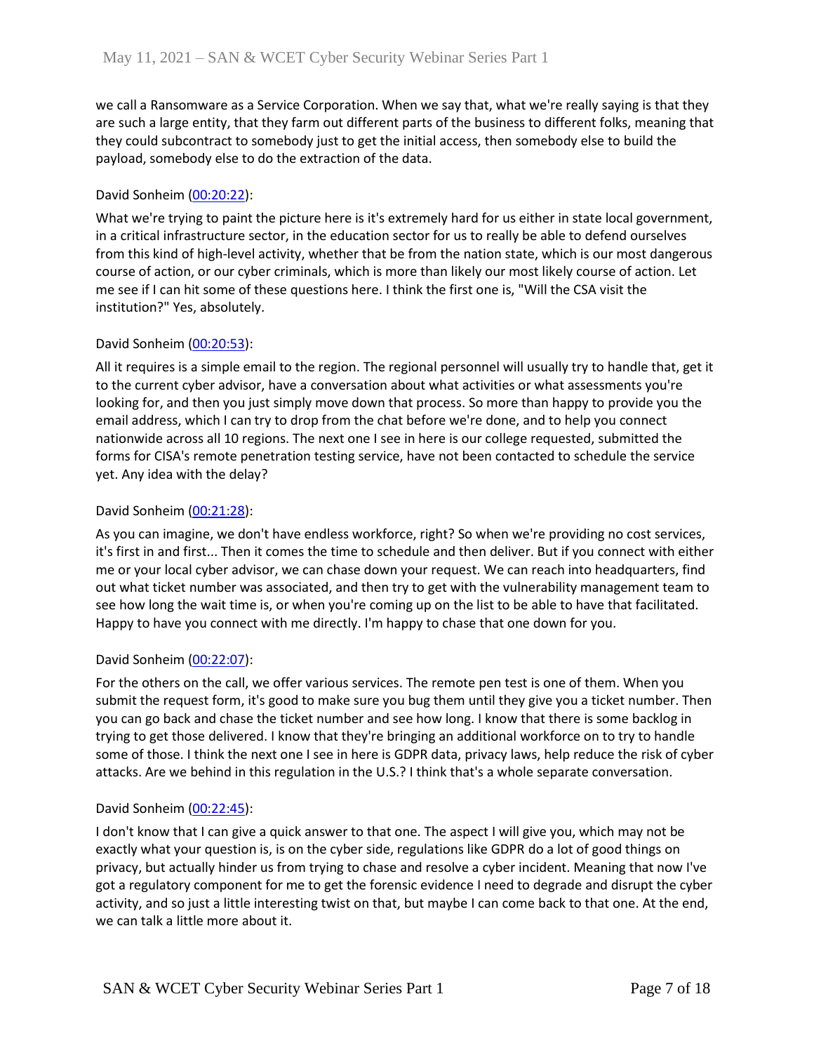we call a Ransomware as a Service Corporation. When we say that, what we're really saying is that they are such a large entity, that they farm out different parts of the business to different folks, meaning that they could subcontract to somebody just to get the initial access, then somebody else to build the payload, somebody else to do the extraction of the data.

David Sonheim ([00:20:22]):

What we're trying to paint the picture here is it's extremely hard for us either in state local government, in a critical infrastructure sector, in the education sector for us to really be able to defend ourselves from this kind of high-level activity, whether that be from the nation state, which is our most dangerous course of action, or our cyber criminals, which is more than likely our most likely course of action. Let me see if I can hit some of these questions here. I think the first one is, "Will the CSA visit the institution?" Yes, absolutely.

David Sonheim ([00:20:53]):

All it requires is a simple email to the region. The regional personnel will usually try to handle that, get it to the current cyber advisor, have a conversation about what activities or what assessments you're looking for, and then you just simply move down that process. So more than happy to provide you the email address, which I can try to drop from the chat before we're done, and to help you connect nationwide across all 10 regions. The next one I see in here is our college requested, submitted the forms for CISA's remote penetration testing service, have not been contacted to schedule the service yet. Any idea with the delay?

David Sonheim ([00:21:28]):

As you can imagine, we don't have endless workforce, right? So when we're providing no cost services, it's first in and first... Then it comes the time to schedule and then deliver. But if you connect with either me or your local cyber advisor, we can chase down your request. We can reach into headquarters, find out what ticket number was associated, and then try to get with the vulnerability management team to see how long the wait time is, or when you're coming up on the list to be able to have that facilitated. Happy to have you connect with me directly. I'm happy to chase that one down for you.

David Sonheim ([00:22:07]):

For the others on the call, we offer various services. The remote pen test is one of them. When you submit the request form, it's good to make sure you bug them until they give you a ticket number. Then you can go back and chase the ticket number and see how long. I know that there is some backlog in trying to get those delivered. I know that they're bringing an additional workforce on to try to handle some of those. I think the next one I see in here is GDPR data, privacy laws, help reduce the risk of cyber attacks. Are we behind in this regulation in the U.S.? I think that's a whole separate conversation.

David Sonheim ([00:22:45]):

I don't know that I can give a quick answer to that one. The aspect I will give you, which may not be exactly what your question is, is on the cyber side, regulations like GDPR do a lot of good things on privacy, but actually hinder us from trying to chase and resolve a cyber incident. Meaning that now I've got a regulatory component for me to get the forensic evidence I need to degrade and disrupt the cyber activity, and so just a little interesting twist on that, but maybe I can come back to that one. At the end, we can talk a little more about it.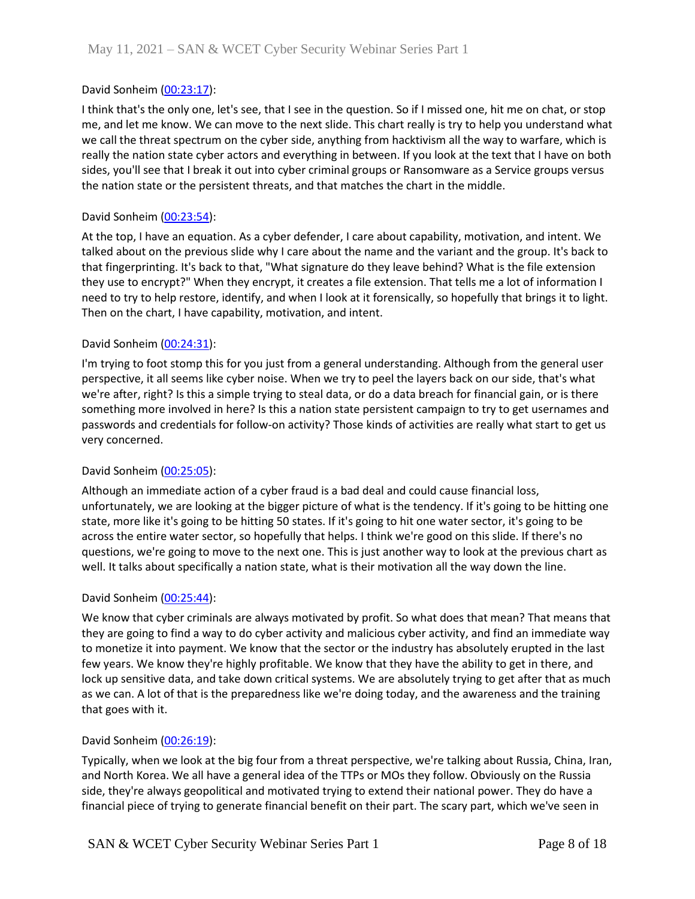David Sonheim (00:23:17):

I think that's the only one, let's see, that I see in the question. So if I missed one, hit me on chat, or stop me, and let me know. We can move to the next slide. This chart really is try to help you understand what we call the threat spectrum on the cyber side, anything from hacktivism all the way to warfare, which is really the nation state cyber actors and everything in between. If you look at the text that I have on both sides, you'll see that I break it out into cyber criminal groups or Ransomware as a Service groups versus the nation state or the persistent threats, and that matches the chart in the middle.

David Sonheim (00:23:54):

At the top, I have an equation. As a cyber defender, I care about capability, motivation, and intent. We talked about on the previous slide why I care about the name and the variant and the group. It's back to that fingerprinting. It's back to that, "What signature do they leave behind? What is the file extension they use to encrypt?" When they encrypt, it creates a file extension. That tells me a lot of information I need to try to help restore, identify, and when I look at it forensically, so hopefully that brings it to light. Then on the chart, I have capability, motivation, and intent.

David Sonheim (00:24:31):

I'm trying to foot stomp this for you just from a general understanding. Although from the general user perspective, it all seems like cyber noise. When we try to peel the layers back on our side, that's what we're after, right? Is this a simple trying to steal data, or do a data breach for financial gain, or is there something more involved in here? Is this a nation state persistent campaign to try to get usernames and passwords and credentials for follow-on activity? Those kinds of activities are really what start to get us very concerned.

David Sonheim (00:25:05):

Although an immediate action of a cyber fraud is a bad deal and could cause financial loss, unfortunately, we are looking at the bigger picture of what is the tendency. If it's going to be hitting one state, more like it's going to be hitting 50 states. If it's going to hit one water sector, it's going to be across the entire water sector, so hopefully that helps. I think we're good on this slide. If there's no questions, we're going to move to the next one. This is just another way to look at the previous chart as well. It talks about specifically a nation state, what is their motivation all the way down the line.

David Sonheim (00:25:44):

We know that cyber criminals are always motivated by profit. So what does that mean? That means that they are going to find a way to do cyber activity and malicious cyber activity, and find an immediate way to monetize it into payment. We know that the sector or the industry has absolutely erupted in the last few years. We know they're highly profitable. We know that they have the ability to get in there, and lock up sensitive data, and take down critical systems. We are absolutely trying to get after that as much as we can. A lot of that is the preparedness like we're doing today, and the awareness and the training that goes with it.

David Sonheim (00:26:19):

Typically, when we look at the big four from a threat perspective, we're talking about Russia, China, Iran, and North Korea. We all have a general idea of the TTPs or MOs they follow. Obviously on the Russia side, they're always geopolitical and motivated trying to extend their national power. They do have a financial piece of trying to generate financial benefit on their part. The scary part, which we've seen in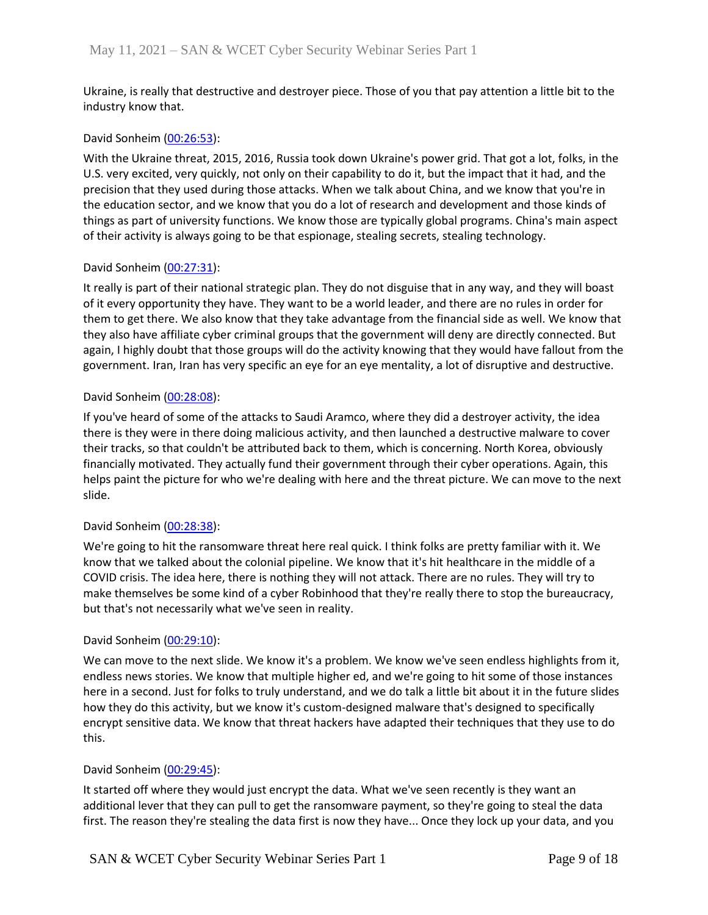Ukraine, is really that destructive and destroyer piece. Those of you that pay attention a little bit to the industry know that.

David Sonheim (00:26:53):

With the Ukraine threat, 2015, 2016, Russia took down Ukraine's power grid. That got a lot, folks, in the U.S. very excited, very quickly, not only on their capability to do it, but the impact that it had, and the precision that they used during those attacks. When we talk about China, and we know that you're in the education sector, and we know that you do a lot of research and development and those kinds of things as part of university functions. We know those are typically global programs. China's main aspect of their activity is always going to be that espionage, stealing secrets, stealing technology.

David Sonheim (00:27:31):

It really is part of their national strategic plan. They do not disguise that in any way, and they will boast of it every opportunity they have. They want to be a world leader, and there are no rules in order for them to get there. We also know that they take advantage from the financial side as well. We know that they also have affiliate cyber criminal groups that the government will deny are directly connected. But again, I highly doubt that those groups will do the activity knowing that they would have fallout from the government. Iran, Iran has very specific an eye for an eye mentality, a lot of disruptive and destructive.

David Sonheim (00:28:08):

If you've heard of some of the attacks to Saudi Aramco, where they did a destroyer activity, the idea there is they were in there doing malicious activity, and then launched a destructive malware to cover their tracks, so that couldn't be attributed back to them, which is concerning. North Korea, obviously financially motivated. They actually fund their government through their cyber operations. Again, this helps paint the picture for who we're dealing with here and the threat picture. We can move to the next slide.

David Sonheim (00:28:38):

We're going to hit the ransomware threat here real quick. I think folks are pretty familiar with it. We know that we talked about the colonial pipeline. We know that it's hit healthcare in the middle of a COVID crisis. The idea here, there is nothing they will not attack. There are no rules. They will try to make themselves be some kind of a cyber Robinhood that they're really there to stop the bureaucracy, but that's not necessarily what we've seen in reality.

David Sonheim (00:29:10):

We can move to the next slide. We know it's a problem. We know we've seen endless highlights from it, endless news stories. We know that multiple higher ed, and we're going to hit some of those instances here in a second. Just for folks to truly understand, and we do talk a little bit about it in the future slides how they do this activity, but we know it's custom-designed malware that's designed to specifically encrypt sensitive data. We know that threat hackers have adapted their techniques that they use to do this.

David Sonheim (00:29:45):

It started off where they would just encrypt the data. What we've seen recently is they want an additional lever that they can pull to get the ransomware payment, so they're going to steal the data first. The reason they're stealing the data first is now they have... Once they lock up your data, and you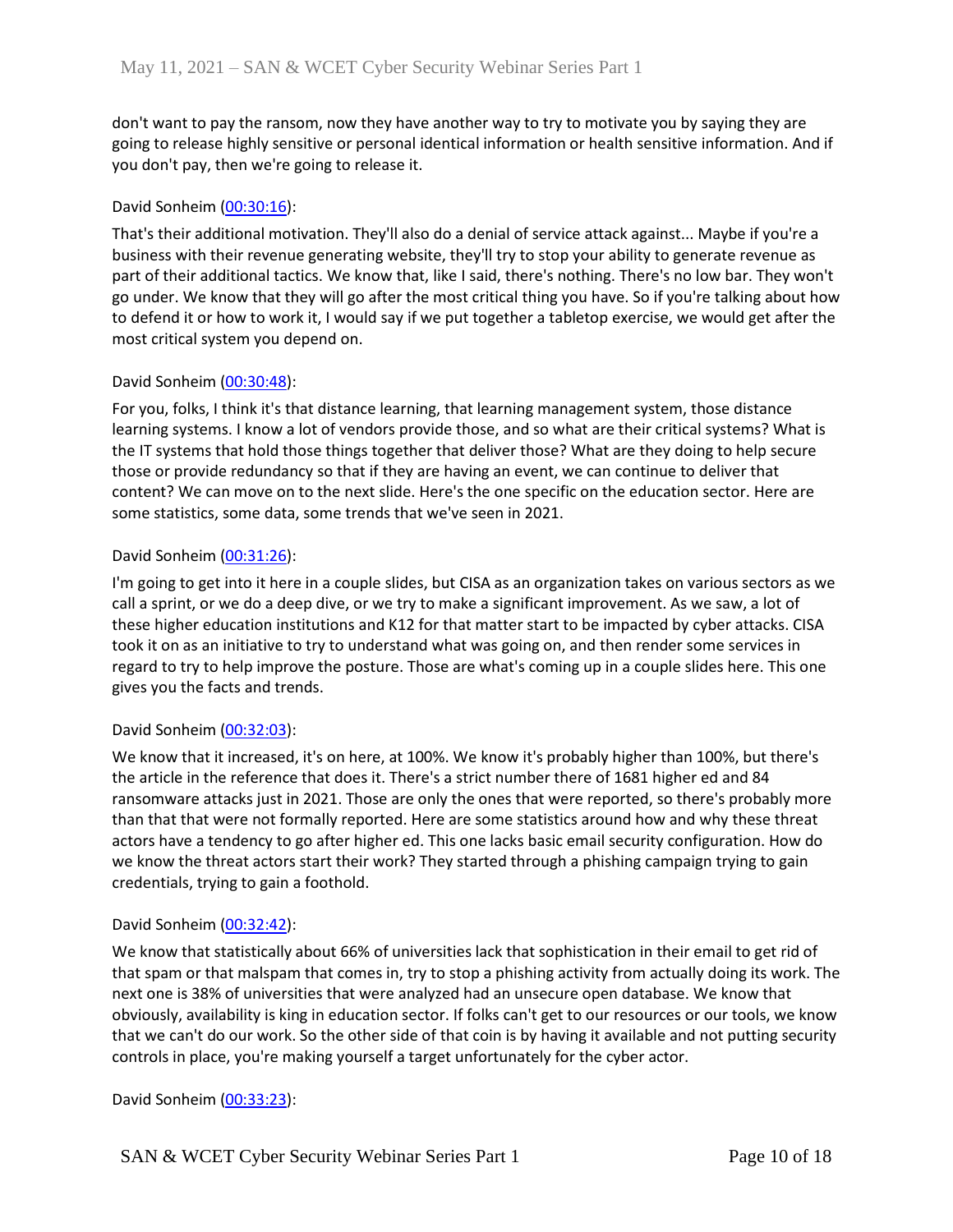don't want to pay the ransom, now they have another way to try to motivate you by saying they are going to release highly sensitive or personal identical information or health sensitive information. And if you don't pay, then we're going to release it.

David Sonheim ([00:30:16]):

That's their additional motivation. They'll also do a denial of service attack against... Maybe if you're a business with their revenue generating website, they'll try to stop your ability to generate revenue as part of their additional tactics. We know that, like I said, there's nothing. There's no low bar. They won't go under. We know that they will go after the most critical thing you have. So if you're talking about how to defend it or how to work it, I would say if we put together a tabletop exercise, we would get after the most critical system you depend on.

David Sonheim ([00:30:48]):

For you, folks, I think it's that distance learning, that learning management system, those distance learning systems. I know a lot of vendors provide those, and so what are their critical systems? What is the IT systems that hold those things together that deliver those? What are they doing to help secure those or provide redundancy so that if they are having an event, we can continue to deliver that content? We can move on to the next slide. Here's the one specific on the education sector. Here are some statistics, some data, some trends that we've seen in 2021.

David Sonheim ([00:31:26]):

I'm going to get into it here in a couple slides, but CISA as an organization takes on various sectors as we call a sprint, or we do a deep dive, or we try to make a significant improvement. As we saw, a lot of these higher education institutions and K12 for that matter start to be impacted by cyber attacks. CISA took it on as an initiative to try to understand what was going on, and then render some services in regard to try to help improve the posture. Those are what's coming up in a couple slides here. This one gives you the facts and trends.

David Sonheim ([00:32:03]):

We know that it increased, it's on here, at 100%. We know it's probably higher than 100%, but there's the article in the reference that does it. There's a strict number there of 1681 higher ed and 84 ransomware attacks just in 2021. Those are only the ones that were reported, so there's probably more than that that were not formally reported. Here are some statistics around how and why these threat actors have a tendency to go after higher ed. This one lacks basic email security configuration. How do we know the threat actors start their work? They started through a phishing campaign trying to gain credentials, trying to gain a foothold.

David Sonheim ([00:32:42]):

We know that statistically about 66% of universities lack that sophistication in their email to get rid of that spam or that malspam that comes in, try to stop a phishing activity from actually doing its work. The next one is 38% of universities that were analyzed had an unsecure open database. We know that obviously, availability is king in education sector. If folks can't get to our resources or our tools, we know that we can't do our work. So the other side of that coin is by having it available and not putting security controls in place, you're making yourself a target unfortunately for the cyber actor.

David Sonheim ([00:33:23]):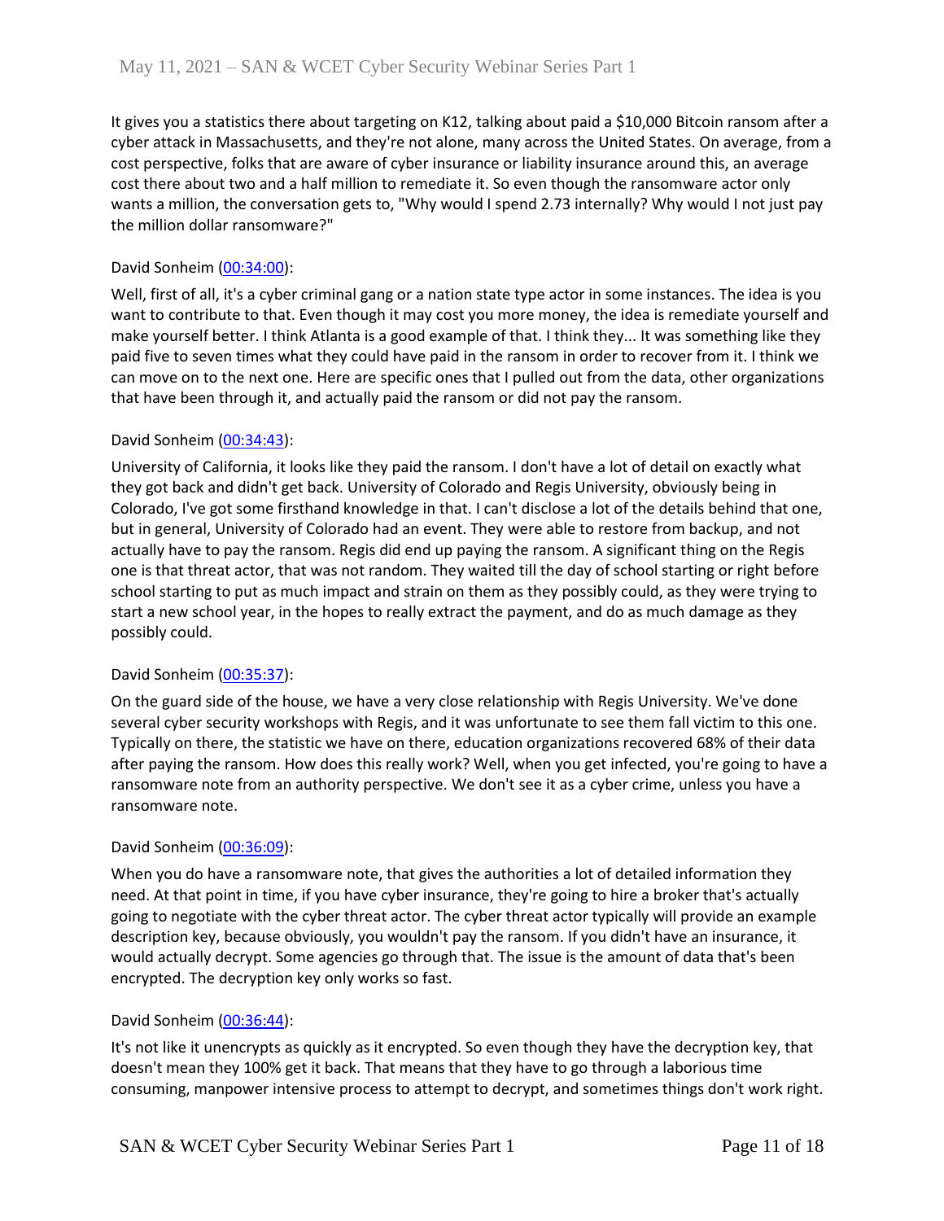It gives you a statistics there about targeting on K12, talking about paid a $10,000 Bitcoin ransom after a cyber attack in Massachusetts, and they're not alone, many across the United States. On average, from a cost perspective, folks that are aware of cyber insurance or liability insurance around this, an average cost there about two and a half million to remediate it. So even though the ransomware actor only wants a million, the conversation gets to, "Why would I spend 2.73 internally? Why would I not just pay the million dollar ransomware?"

David Sonheim (00:34:00):

Well, first of all, it's a cyber criminal gang or a nation state type actor in some instances. The idea is you want to contribute to that. Even though it may cost you more money, the idea is remediate yourself and make yourself better. I think Atlanta is a good example of that. I think they... It was something like they paid five to seven times what they could have paid in the ransom in order to recover from it. I think we can move on to the next one. Here are specific ones that I pulled out from the data, other organizations that have been through it, and actually paid the ransom or did not pay the ransom.

David Sonheim (00:34:43):

University of California, it looks like they paid the ransom. I don't have a lot of detail on exactly what they got back and didn't get back. University of Colorado and Regis University, obviously being in Colorado, I've got some firsthand knowledge in that. I can't disclose a lot of the details behind that one, but in general, University of Colorado had an event. They were able to restore from backup, and not actually have to pay the ransom. Regis did end up paying the ransom. A significant thing on the Regis one is that threat actor, that was not random. They waited till the day of school starting or right before school starting to put as much impact and strain on them as they possibly could, as they were trying to start a new school year, in the hopes to really extract the payment, and do as much damage as they possibly could.

David Sonheim (00:35:37):

On the guard side of the house, we have a very close relationship with Regis University. We've done several cyber security workshops with Regis, and it was unfortunate to see them fall victim to this one. Typically on there, the statistic we have on there, education organizations recovered 68% of their data after paying the ransom. How does this really work? Well, when you get infected, you're going to have a ransomware note from an authority perspective. We don't see it as a cyber crime, unless you have a ransomware note.

David Sonheim (00:36:09):

When you do have a ransomware note, that gives the authorities a lot of detailed information they need. At that point in time, if you have cyber insurance, they're going to hire a broker that's actually going to negotiate with the cyber threat actor. The cyber threat actor typically will provide an example description key, because obviously, you wouldn't pay the ransom. If you didn't have an insurance, it would actually decrypt. Some agencies go through that. The issue is the amount of data that's been encrypted. The decryption key only works so fast.

David Sonheim (00:36:44):

It's not like it unencrypts as quickly as it encrypted. So even though they have the decryption key, that doesn't mean they 100% get it back. That means that they have to go through a laborious time consuming, manpower intensive process to attempt to decrypt, and sometimes things don't work right.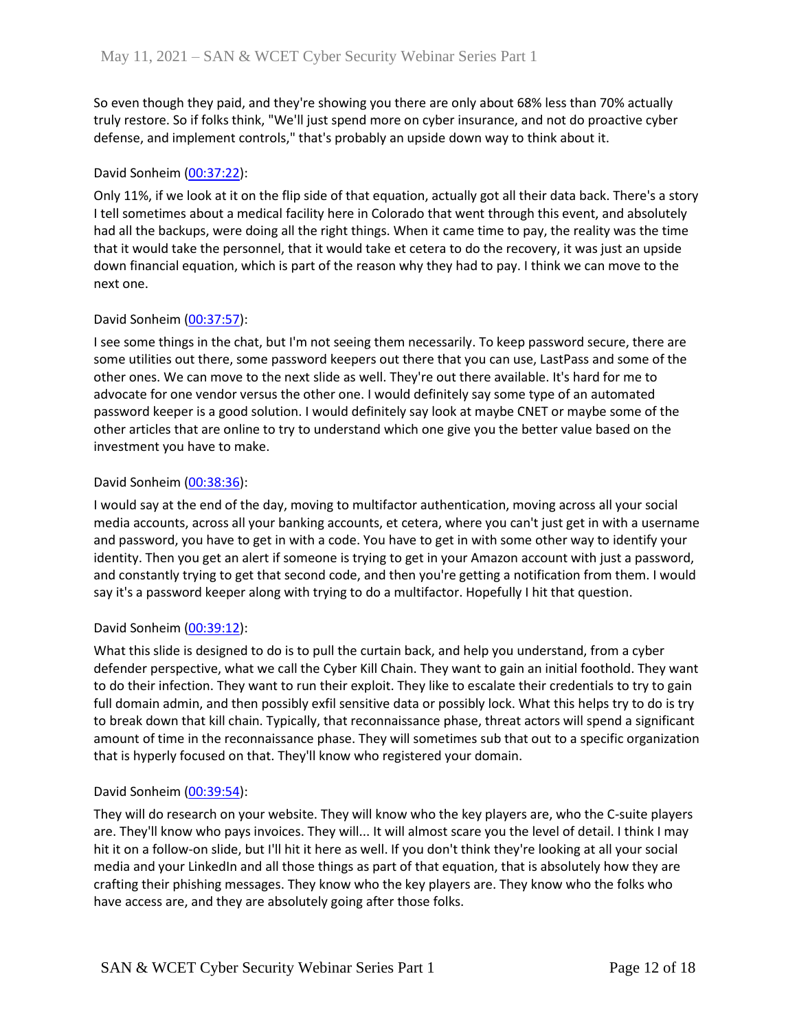So even though they paid, and they're showing you there are only about 68% less than 70% actually truly restore. So if folks think, "We'll just spend more on cyber insurance, and not do proactive cyber defense, and implement controls," that's probably an upside down way to think about it.

David Sonheim (00:37:22):

Only 11%, if we look at it on the flip side of that equation, actually got all their data back. There's a story I tell sometimes about a medical facility here in Colorado that went through this event, and absolutely had all the backups, were doing all the right things. When it came time to pay, the reality was the time that it would take the personnel, that it would take et cetera to do the recovery, it was just an upside down financial equation, which is part of the reason why they had to pay. I think we can move to the next one.

David Sonheim (00:37:57):

I see some things in the chat, but I'm not seeing them necessarily. To keep password secure, there are some utilities out there, some password keepers out there that you can use, LastPass and some of the other ones. We can move to the next slide as well. They're out there available. It's hard for me to advocate for one vendor versus the other one. I would definitely say some type of an automated password keeper is a good solution. I would definitely say look at maybe CNET or maybe some of the other articles that are online to try to understand which one give you the better value based on the investment you have to make.

David Sonheim (00:38:36):

I would say at the end of the day, moving to multifactor authentication, moving across all your social media accounts, across all your banking accounts, et cetera, where you can't just get in with a username and password, you have to get in with a code. You have to get in with some other way to identify your identity. Then you get an alert if someone is trying to get in your Amazon account with just a password, and constantly trying to get that second code, and then you're getting a notification from them. I would say it's a password keeper along with trying to do a multifactor. Hopefully I hit that question.

David Sonheim (00:39:12):

What this slide is designed to do is to pull the curtain back, and help you understand, from a cyber defender perspective, what we call the Cyber Kill Chain. They want to gain an initial foothold. They want to do their infection. They want to run their exploit. They like to escalate their credentials to try to gain full domain admin, and then possibly exfil sensitive data or possibly lock. What this helps try to do is try to break down that kill chain. Typically, that reconnaissance phase, threat actors will spend a significant amount of time in the reconnaissance phase. They will sometimes sub that out to a specific organization that is hyperly focused on that. They'll know who registered your domain.

David Sonheim (00:39:54):

They will do research on your website. They will know who the key players are, who the C-suite players are. They'll know who pays invoices. They will... It will almost scare you the level of detail. I think I may hit it on a follow-on slide, but I'll hit it here as well. If you don't think they're looking at all your social media and your LinkedIn and all those things as part of that equation, that is absolutely how they are crafting their phishing messages. They know who the key players are. They know who the folks who have access are, and they are absolutely going after those folks.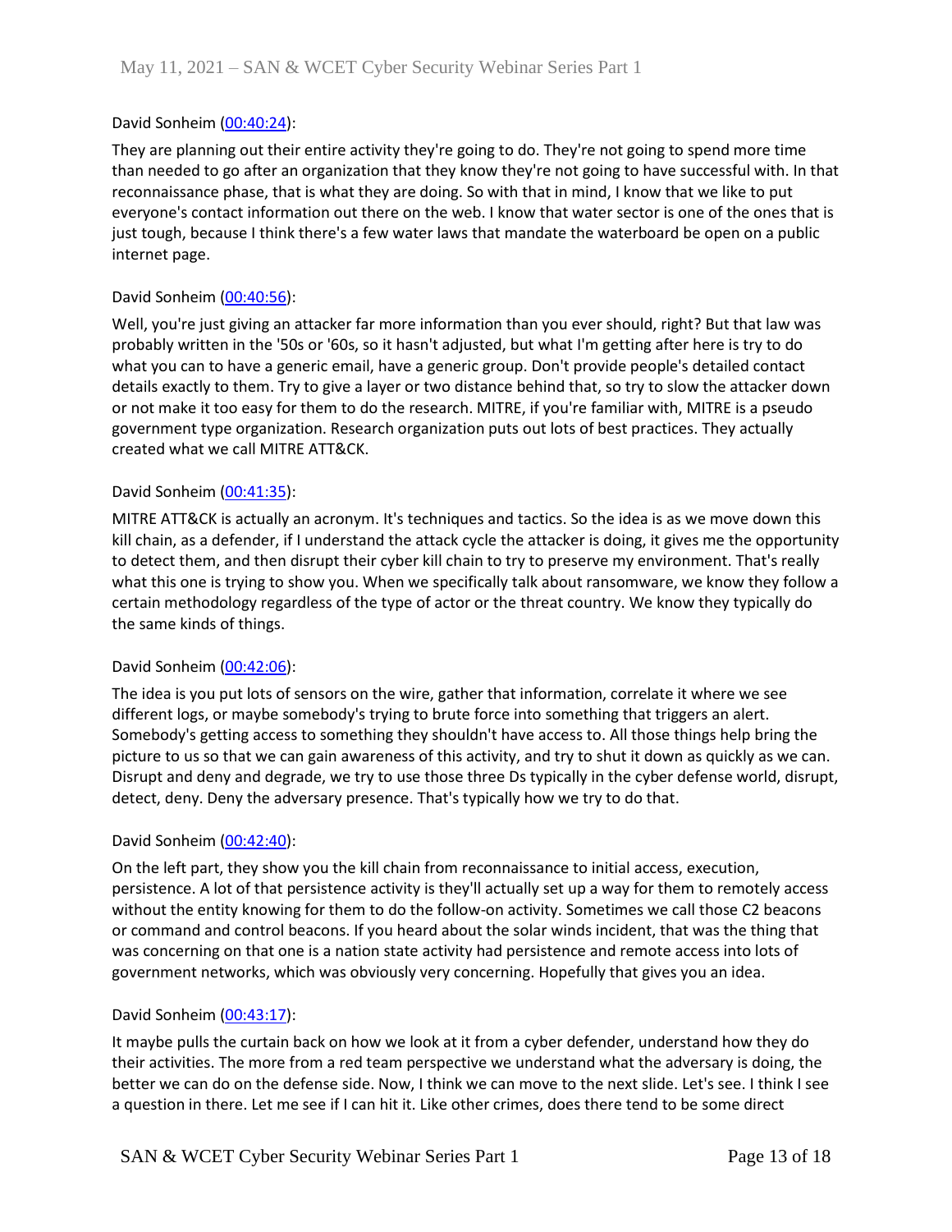David Sonheim ([00:40:24](#)):

They are planning out their entire activity they're going to do. They're not going to spend more time than needed to go after an organization that they know they're not going to have successful with. In that reconnaissance phase, that is what they are doing. So with that in mind, I know that we like to put everyone's contact information out there on the web. I know that water sector is one of the ones that is just tough, because I think there's a few water laws that mandate the waterboard be open on a public internet page.

David Sonheim ([00:40:56](#)):

Well, you're just giving an attacker far more information than you ever should, right? But that law was probably written in the '50s or '60s, so it hasn't adjusted, but what I'm getting after here is try to do what you can to have a generic email, have a generic group. Don't provide people's detailed contact details exactly to them. Try to give a layer or two distance behind that, so try to slow the attacker down or not make it too easy for them to do the research. MITRE, if you're familiar with, MITRE is a pseudo government type organization. Research organization puts out lots of best practices. They actually created what we call MITRE ATT&CK.

David Sonheim ([00:41:35](#)):

MITRE ATT&CK is actually an acronym. It's techniques and tactics. So the idea is as we move down this kill chain, as a defender, if I understand the attack cycle the attacker is doing, it gives me the opportunity to detect them, and then disrupt their cyber kill chain to try to preserve my environment. That's really what this one is trying to show you. When we specifically talk about ransomware, we know they follow a certain methodology regardless of the type of actor or the threat country. We know they typically do the same kinds of things.

David Sonheim ([00:42:06](#)):

The idea is you put lots of sensors on the wire, gather that information, correlate it where we see different logs, or maybe somebody's trying to brute force into something that triggers an alert. Somebody's getting access to something they shouldn't have access to. All those things help bring the picture to us so that we can gain awareness of this activity, and try to shut it down as quickly as we can. Disrupt and deny and degrade, we try to use those three Ds typically in the cyber defense world, disrupt, detect, deny. Deny the adversary presence. That's typically how we try to do that.

David Sonheim ([00:42:40](#)):

On the left part, they show you the kill chain from reconnaissance to initial access, execution, persistence. A lot of that persistence activity is they'll actually set up a way for them to remotely access without the entity knowing for them to do the follow-on activity. Sometimes we call those C2 beacons or command and control beacons. If you heard about the solar winds incident, that was the thing that was concerning on that one is a nation state activity had persistence and remote access into lots of government networks, which was obviously very concerning. Hopefully that gives you an idea.

David Sonheim ([00:43:17](#)):

It maybe pulls the curtain back on how we look at it from a cyber defender, understand how they do their activities. The more from a red team perspective we understand what the adversary is doing, the better we can do on the defense side. Now, I think we can move to the next slide. Let's see. I think I see a question in there. Let me see if I can hit it. Like other crimes, does there tend to be some direct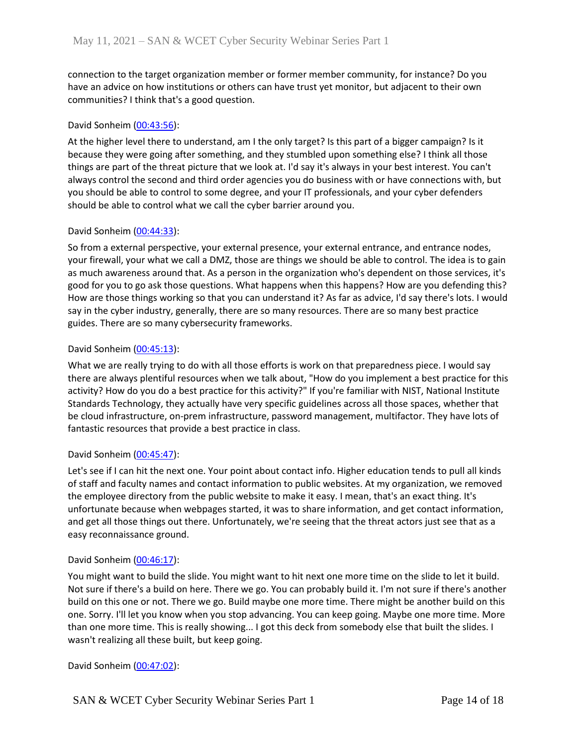connection to the target organization member or former member community, for instance? Do you have an advice on how institutions or others can have trust yet monitor, but adjacent to their own communities? I think that's a good question.

David Sonheim (00:43:56):

At the higher level there to understand, am I the only target? Is this part of a bigger campaign? Is it because they were going after something, and they stumbled upon something else? I think all those things are part of the threat picture that we look at. I'd say it's always in your best interest. You can't always control the second and third order agencies you do business with or have connections with, but you should be able to control to some degree, and your IT professionals, and your cyber defenders should be able to control what we call the cyber barrier around you.

David Sonheim (00:44:33):

So from a external perspective, your external presence, your external entrance, and entrance nodes, your firewall, your what we call a DMZ, those are things we should be able to control. The idea is to gain as much awareness around that. As a person in the organization who's dependent on those services, it's good for you to go ask those questions. What happens when this happens? How are you defending this? How are those things working so that you can understand it? As far as advice, I'd say there's lots. I would say in the cyber industry, generally, there are so many resources. There are so many best practice guides. There are so many cybersecurity frameworks.

David Sonheim (00:45:13):

What we are really trying to do with all those efforts is work on that preparedness piece. I would say there are always plentiful resources when we talk about, "How do you implement a best practice for this activity? How do you do a best practice for this activity?" If you're familiar with NIST, National Institute Standards Technology, they actually have very specific guidelines across all those spaces, whether that be cloud infrastructure, on-prem infrastructure, password management, multifactor. They have lots of fantastic resources that provide a best practice in class.

David Sonheim (00:45:47):

Let's see if I can hit the next one. Your point about contact info. Higher education tends to pull all kinds of staff and faculty names and contact information to public websites. At my organization, we removed the employee directory from the public website to make it easy. I mean, that's an exact thing. It's unfortunate because when webpages started, it was to share information, and get contact information, and get all those things out there. Unfortunately, we're seeing that the threat actors just see that as a easy reconnaissance ground.

David Sonheim (00:46:17):

You might want to build the slide. You might want to hit next one more time on the slide to let it build. Not sure if there's a build on here. There we go. You can probably build it. I'm not sure if there's another build on this one or not. There we go. Build maybe one more time. There might be another build on this one. Sorry. I'll let you know when you stop advancing. You can keep going. Maybe one more time. More than one more time. This is really showing... I got this deck from somebody else that built the slides. I wasn't realizing all these built, but keep going.

David Sonheim (00:47:02):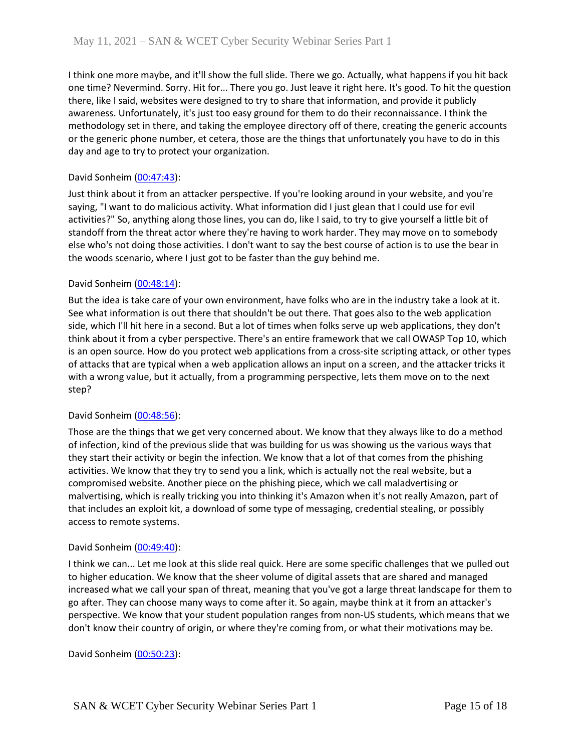I think one more maybe, and it'll show the full slide. There we go. Actually, what happens if you hit back one time? Nevermind. Sorry. Hit for... There you go. Just leave it right here. It's good. To hit the question there, like I said, websites were designed to try to share that information, and provide it publicly awareness. Unfortunately, it's just too easy ground for them to do their reconnaissance. I think the methodology set in there, and taking the employee directory off of there, creating the generic accounts or the generic phone number, et cetera, those are the things that unfortunately you have to do in this day and age to try to protect your organization.

David Sonheim (00:47:43):

Just think about it from an attacker perspective. If you're looking around in your website, and you're saying, "I want to do malicious activity. What information did I just glean that I could use for evil activities?" So, anything along those lines, you can do, like I said, to try to give yourself a little bit of standoff from the threat actor where they're having to work harder. They may move on to somebody else who's not doing those activities. I don't want to say the best course of action is to use the bear in the woods scenario, where I just got to be faster than the guy behind me.

David Sonheim (00:48:14):

But the idea is take care of your own environment, have folks who are in the industry take a look at it. See what information is out there that shouldn't be out there. That goes also to the web application side, which I'll hit here in a second. But a lot of times when folks serve up web applications, they don't think about it from a cyber perspective. There's an entire framework that we call OWASP Top 10, which is an open source. How do you protect web applications from a cross-site scripting attack, or other types of attacks that are typical when a web application allows an input on a screen, and the attacker tricks it with a wrong value, but it actually, from a programming perspective, lets them move on to the next step?

David Sonheim (00:48:56):

Those are the things that we get very concerned about. We know that they always like to do a method of infection, kind of the previous slide that was building for us was showing us the various ways that they start their activity or begin the infection. We know that a lot of that comes from the phishing activities. We know that they try to send you a link, which is actually not the real website, but a compromised website. Another piece on the phishing piece, which we call maladvertising or malvertising, which is really tricking you into thinking it's Amazon when it's not really Amazon, part of that includes an exploit kit, a download of some type of messaging, credential stealing, or possibly access to remote systems.

David Sonheim (00:49:40):

I think we can... Let me look at this slide real quick. Here are some specific challenges that we pulled out to higher education. We know that the sheer volume of digital assets that are shared and managed increased what we call your span of threat, meaning that you've got a large threat landscape for them to go after. They can choose many ways to come after it. So again, maybe think at it from an attacker's perspective. We know that your student population ranges from non-US students, which means that we don't know their country of origin, or where they're coming from, or what their motivations may be.

David Sonheim (00:50:23):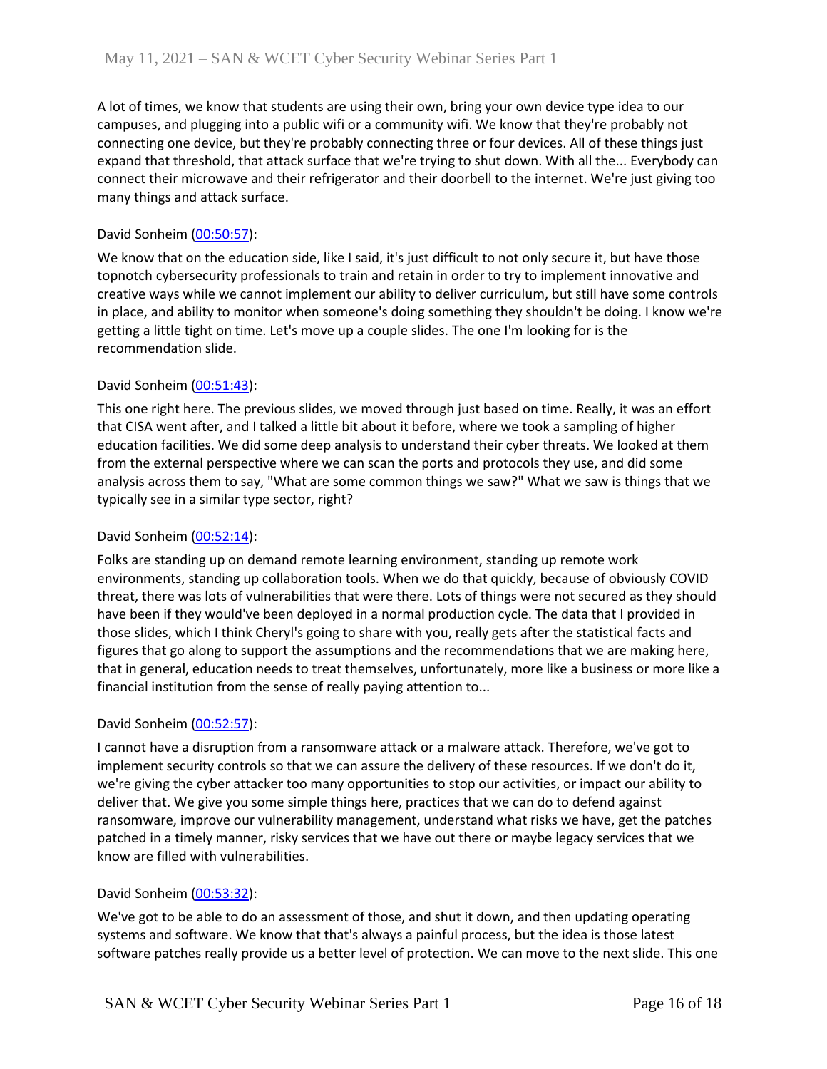A lot of times, we know that students are using their own, bring your own device type idea to our campuses, and plugging into a public wifi or a community wifi. We know that they're probably not connecting one device, but they're probably connecting three or four devices. All of these things just expand that threshold, that attack surface that we're trying to shut down. With all the... Everybody can connect their microwave and their refrigerator and their doorbell to the internet. We're just giving too many things and attack surface.

David Sonheim (00:50:57):

We know that on the education side, like I said, it's just difficult to not only secure it, but have those topnotch cybersecurity professionals to train and retain in order to try to implement innovative and creative ways while we cannot implement our ability to deliver curriculum, but still have some controls in place, and ability to monitor when someone's doing something they shouldn't be doing. I know we're getting a little tight on time. Let's move up a couple slides. The one I'm looking for is the recommendation slide.

David Sonheim (00:51:43):

This one right here. The previous slides, we moved through just based on time. Really, it was an effort that CISA went after, and I talked a little bit about it before, where we took a sampling of higher education facilities. We did some deep analysis to understand their cyber threats. We looked at them from the external perspective where we can scan the ports and protocols they use, and did some analysis across them to say, "What are some common things we saw?" What we saw is things that we typically see in a similar type sector, right?

David Sonheim (00:52:14):

Folks are standing up on demand remote learning environment, standing up remote work environments, standing up collaboration tools. When we do that quickly, because of obviously COVID threat, there was lots of vulnerabilities that were there. Lots of things were not secured as they should have been if they would've been deployed in a normal production cycle. The data that I provided in those slides, which I think Cheryl's going to share with you, really gets after the statistical facts and figures that go along to support the assumptions and the recommendations that we are making here, that in general, education needs to treat themselves, unfortunately, more like a business or more like a financial institution from the sense of really paying attention to...

David Sonheim (00:52:57):

I cannot have a disruption from a ransomware attack or a malware attack. Therefore, we've got to implement security controls so that we can assure the delivery of these resources. If we don't do it, we're giving the cyber attacker too many opportunities to stop our activities, or impact our ability to deliver that. We give you some simple things here, practices that we can do to defend against ransomware, improve our vulnerability management, understand what risks we have, get the patches patched in a timely manner, risky services that we have out there or maybe legacy services that we know are filled with vulnerabilities.

David Sonheim (00:53:32):

We've got to be able to do an assessment of those, and shut it down, and then updating operating systems and software. We know that that's always a painful process, but the idea is those latest software patches really provide us a better level of protection. We can move to the next slide. This one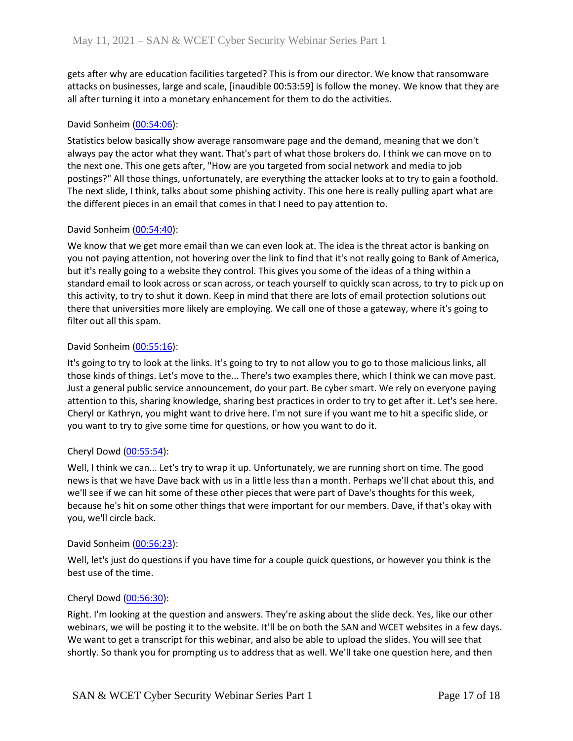gets after why are education facilities targeted? This is from our director. We know that ransomware attacks on businesses, large and scale, [inaudible 00:53:59] is follow the money. We know that they are all after turning it into a monetary enhancement for them to do the activities.

David Sonheim (00:54:06):

Statistics below basically show average ransomware page and the demand, meaning that we don't always pay the actor what they want. That's part of what those brokers do. I think we can move on to the next one. This one gets after, "How are you targeted from social network and media to job postings?" All those things, unfortunately, are everything the attacker looks at to try to gain a foothold. The next slide, I think, talks about some phishing activity. This one here is really pulling apart what are the different pieces in an email that comes in that I need to pay attention to.

David Sonheim (00:54:40):

We know that we get more email than we can even look at. The idea is the threat actor is banking on you not paying attention, not hovering over the link to find that it's not really going to Bank of America, but it's really going to a website they control. This gives you some of the ideas of a thing within a standard email to look across or scan across, or teach yourself to quickly scan across, to try to pick up on this activity, to try to shut it down. Keep in mind that there are lots of email protection solutions out there that universities more likely are employing. We call one of those a gateway, where it's going to filter out all this spam.

David Sonheim (00:55:16):

It's going to try to look at the links. It's going to try to not allow you to go to those malicious links, all those kinds of things. Let's move to the... There's two examples there, which I think we can move past. Just a general public service announcement, do your part. Be cyber smart. We rely on everyone paying attention to this, sharing knowledge, sharing best practices in order to try to get after it. Let's see here. Cheryl or Kathryn, you might want to drive here. I'm not sure if you want me to hit a specific slide, or you want to try to give some time for questions, or how you want to do it.

Cheryl Dowd (00:55:54):

Well, I think we can... Let's try to wrap it up. Unfortunately, we are running short on time. The good news is that we have Dave back with us in a little less than a month. Perhaps we'll chat about this, and we'll see if we can hit some of these other pieces that were part of Dave's thoughts for this week, because he's hit on some other things that were important for our members. Dave, if that's okay with you, we'll circle back.

David Sonheim (00:56:23):

Well, let's just do questions if you have time for a couple quick questions, or however you think is the best use of the time.

Cheryl Dowd (00:56:30):

Right. I'm looking at the question and answers. They're asking about the slide deck. Yes, like our other webinars, we will be posting it to the website. It'll be on both the SAN and WCET websites in a few days. We want to get a transcript for this webinar, and also be able to upload the slides. You will see that shortly. So thank you for prompting us to address that as well. We'll take one question here, and then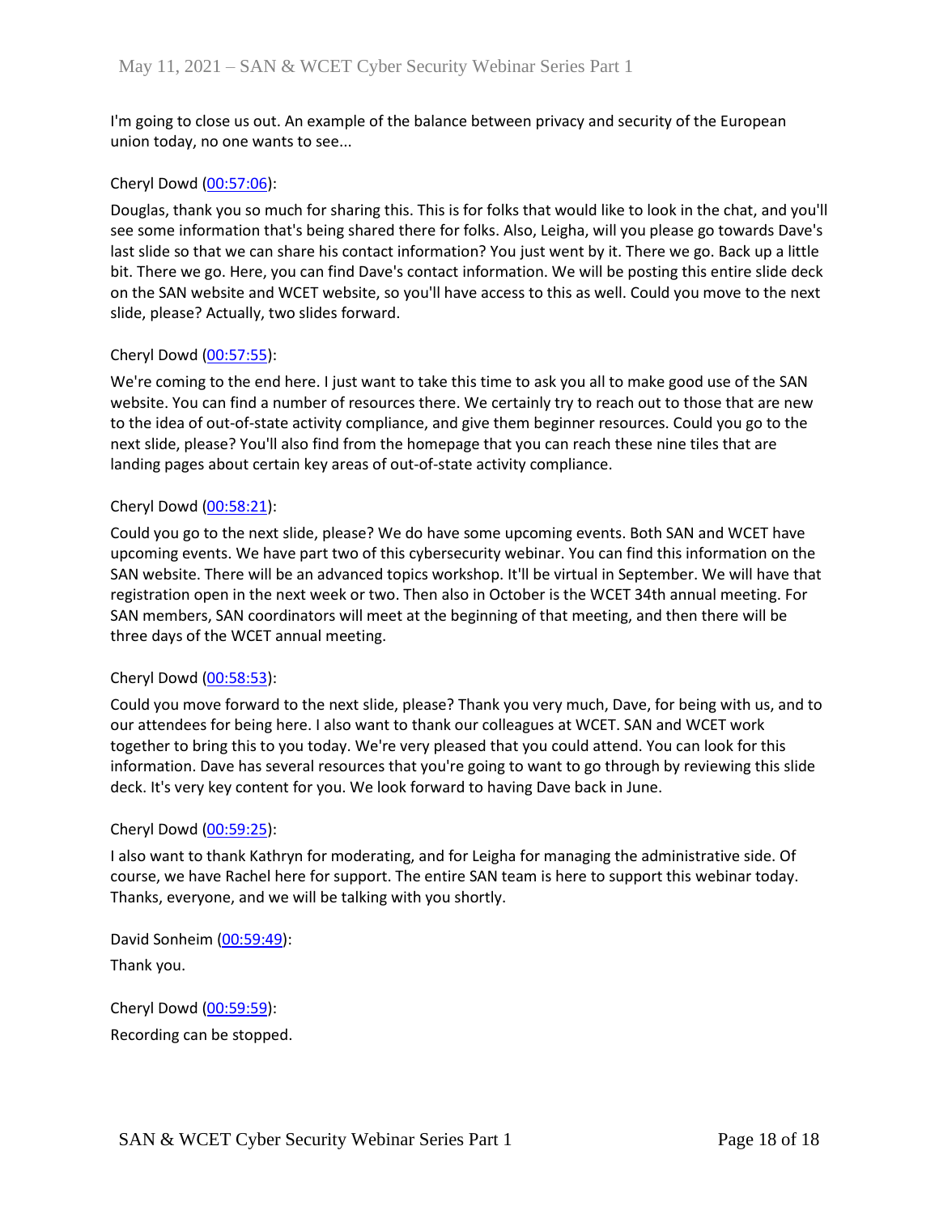I'm going to close us out. An example of the balance between privacy and security of the European union today, no one wants to see...

Cheryl Dowd (00:57:06):

Douglas, thank you so much for sharing this. This is for folks that would like to look in the chat, and you'll see some information that's being shared there for folks. Also, Leigha, will you please go towards Dave's last slide so that we can share his contact information? You just went by it. There we go. Back up a little bit. There we go. Here, you can find Dave's contact information. We will be posting this entire slide deck on the SAN website and WCET website, so you'll have access to this as well. Could you move to the next slide, please? Actually, two slides forward.

Cheryl Dowd (00:57:55):

We're coming to the end here. I just want to take this time to ask you all to make good use of the SAN website. You can find a number of resources there. We certainly try to reach out to those that are new to the idea of out-of-state activity compliance, and give them beginner resources. Could you go to the next slide, please? You'll also find from the homepage that you can reach these nine tiles that are landing pages about certain key areas of out-of-state activity compliance.

Cheryl Dowd (00:58:21):

Could you go to the next slide, please? We do have some upcoming events. Both SAN and WCET have upcoming events. We have part two of this cybersecurity webinar. You can find this information on the SAN website. There will be an advanced topics workshop. It'll be virtual in September. We will have that registration open in the next week or two. Then also in October is the WCET 34th annual meeting. For SAN members, SAN coordinators will meet at the beginning of that meeting, and then there will be three days of the WCET annual meeting.

Cheryl Dowd (00:58:53):

Could you move forward to the next slide, please? Thank you very much, Dave, for being with us, and to our attendees for being here. I also want to thank our colleagues at WCET. SAN and WCET work together to bring this to you today. We're very pleased that you could attend. You can look for this information. Dave has several resources that you're going to want to go through by reviewing this slide deck. It's very key content for you. We look forward to having Dave back in June.

Cheryl Dowd (00:59:25):

I also want to thank Kathryn for moderating, and for Leigha for managing the administrative side. Of course, we have Rachel here for support. The entire SAN team is here to support this webinar today. Thanks, everyone, and we will be talking with you shortly.

David Sonheim (00:59:49):

Thank you.

Cheryl Dowd (00:59:59):

Recording can be stopped.